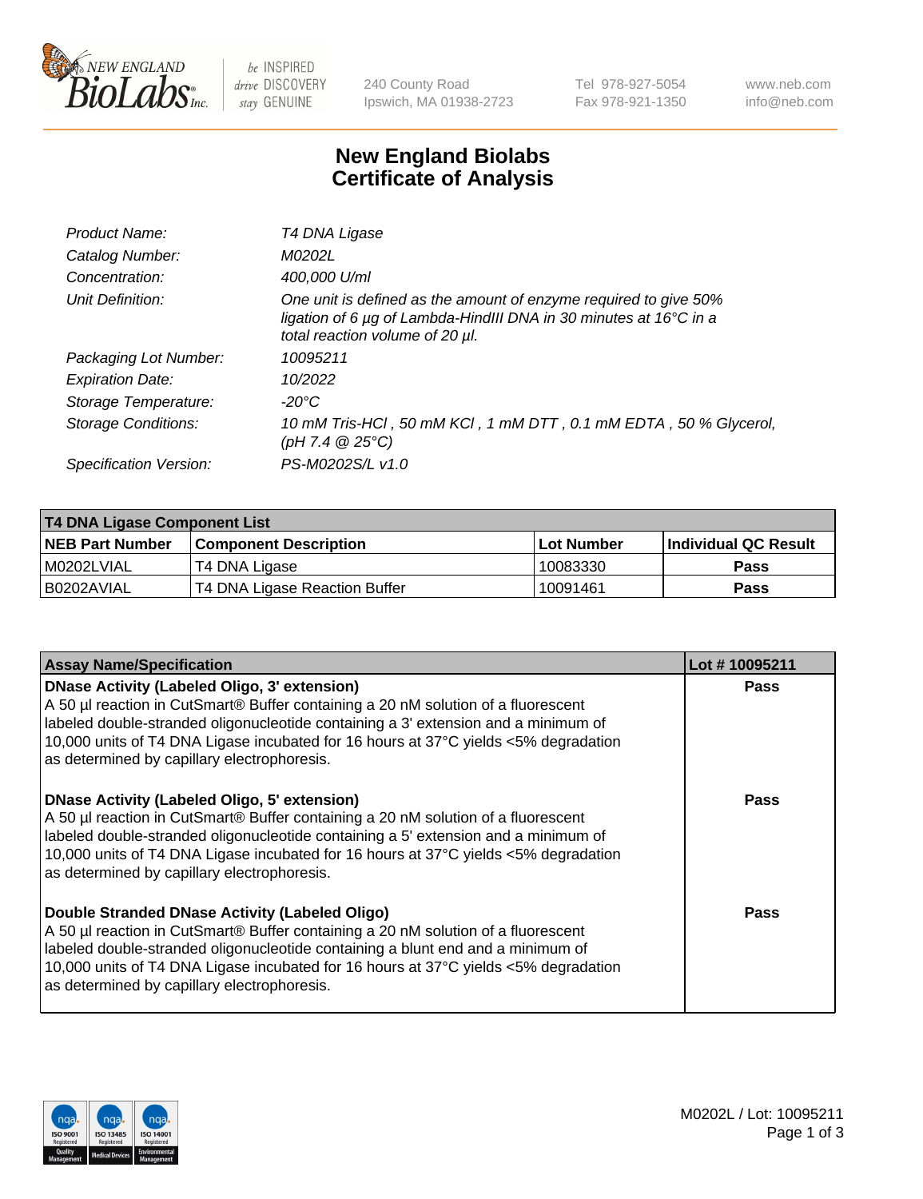# New England Biolabs Certificate of Analysis

| | |
|---|---|
| *Product Name:* | *T4 DNA Ligase* |
| *Catalog Number:* | *M0202L* |
| *Concentration:* | *400,000 U/ml* |
| *Unit Definition:* | *One unit is defined as the amount of enzyme required to give 50% ligation of 6 µg of Lambda-HindIII DNA in 30 minutes at 16°C in a total reaction volume of 20 µl.* |
| *Packaging Lot Number:* | *10095211* |
| *Expiration Date:* | *10/2022* |
| *Storage Temperature:* | *-20°C* |
| *Storage Conditions:* | *10 mM Tris-HCl , 50 mM KCl , 1 mM DTT , 0.1 mM EDTA , 50 % Glycerol, (pH 7.4 @ 25°C)* |
| *Specification Version:* | *PS-M0202S/L v1.0* |

| T4 DNA Ligase Component List | | | |
|---|---|---|---|
| **NEB Part Number** | **Component Description** | **Lot Number** | **Individual QC Result** |
| M0202LVIAL | T4 DNA Ligase | 10083330 | **Pass** |
| B0202AVIAL | T4 DNA Ligase Reaction Buffer | 10091461 | **Pass** |

| Assay Name/Specification | Lot # 10095211 |
|---|---|
| **DNase Activity (Labeled Oligo, 3' extension)** A 50 µl reaction in CutSmart® Buffer containing a 20 nM solution of a fluorescent labeled double-stranded oligonucleotide containing a 3' extension and a minimum of 10,000 units of T4 DNA Ligase incubated for 16 hours at 37°C yields <5% degradation as determined by capillary electrophoresis. | **Pass** |
| **DNase Activity (Labeled Oligo, 5' extension)** A 50 µl reaction in CutSmart® Buffer containing a 20 nM solution of a fluorescent labeled double-stranded oligonucleotide containing a 5' extension and a minimum of 10,000 units of T4 DNA Ligase incubated for 16 hours at 37°C yields <5% degradation as determined by capillary electrophoresis. | **Pass** |
| **Double Stranded DNase Activity (Labeled Oligo)** A 50 µl reaction in CutSmart® Buffer containing a 20 nM solution of a fluorescent labeled double-stranded oligonucleotide containing a blunt end and a minimum of 10,000 units of T4 DNA Ligase incubated for 16 hours at 37°C yields <5% degradation as determined by capillary electrophoresis. | **Pass** |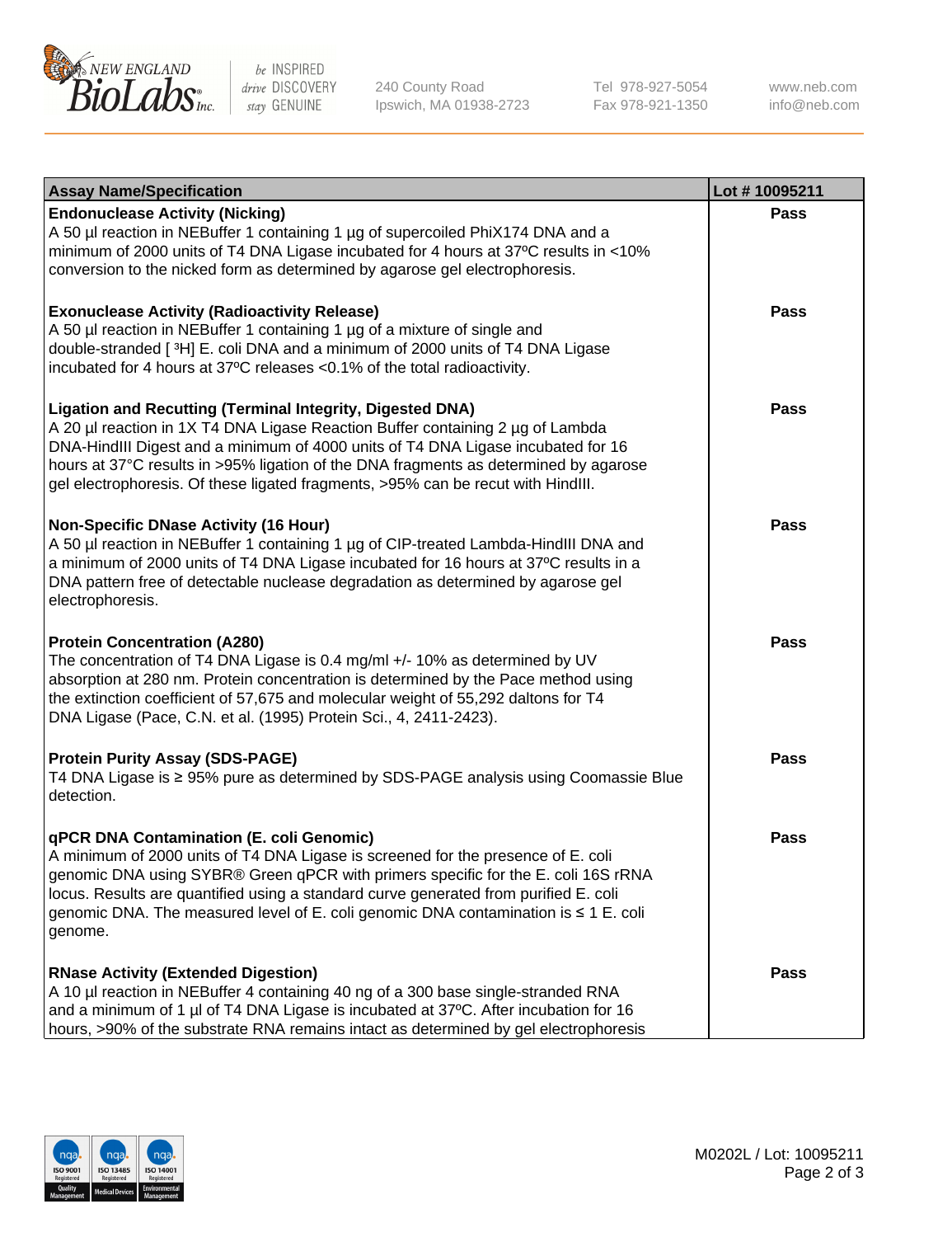| Assay Name/Specification | Lot # 10095211 |
| --- | --- |
| **Endonuclease Activity (Nicking)**<br>A 50 µl reaction in NEBuffer 1 containing 1 µg of supercoiled PhiX174 DNA and a minimum of 2000 units of T4 DNA Ligase incubated for 4 hours at 37ºC results in <10% conversion to the nicked form as determined by agarose gel electrophoresis. | Pass |
| **Exonuclease Activity (Radioactivity Release)**<br>A 50 µl reaction in NEBuffer 1 containing 1 µg of a mixture of single and double-stranded [ $^3$H] E. coli DNA and a minimum of 2000 units of T4 DNA Ligase incubated for 4 hours at 37ºC releases <0.1% of the total radioactivity. | Pass |
| **Ligation and Recutting (Terminal Integrity, Digested DNA)**<br>A 20 µl reaction in 1X T4 DNA Ligase Reaction Buffer containing 2 µg of Lambda DNA-HindIII Digest and a minimum of 4000 units of T4 DNA Ligase incubated for 16 hours at 37°C results in >95% ligation of the DNA fragments as determined by agarose gel electrophoresis. Of these ligated fragments, >95% can be recut with HindIII. | Pass |
| **Non-Specific DNase Activity (16 Hour)**<br>A 50 µl reaction in NEBuffer 1 containing 1 µg of CIP-treated Lambda-HindIII DNA and a minimum of 2000 units of T4 DNA Ligase incubated for 16 hours at 37ºC results in a DNA pattern free of detectable nuclease degradation as determined by agarose gel electrophoresis. | Pass |
| **Protein Concentration (A280)**<br>The concentration of T4 DNA Ligase is 0.4 mg/ml +/- 10% as determined by UV absorption at 280 nm. Protein concentration is determined by the Pace method using the extinction coefficient of 57,675 and molecular weight of 55,292 daltons for T4 DNA Ligase (Pace, C.N. et al. (1995) Protein Sci., 4, 2411-2423). | Pass |
| **Protein Purity Assay (SDS-PAGE)**<br>T4 DNA Ligase is ≥ 95% pure as determined by SDS-PAGE analysis using Coomassie Blue detection. | Pass |
| **qPCR DNA Contamination (E. coli Genomic)**<br>A minimum of 2000 units of T4 DNA Ligase is screened for the presence of E. coli genomic DNA using SYBR® Green qPCR with primers specific for the E. coli 16S rRNA locus. Results are quantified using a standard curve generated from purified E. coli genomic DNA. The measured level of E. coli genomic DNA contamination is ≤ 1 E. coli genome. | Pass |
| **RNase Activity (Extended Digestion)**<br>A 10 µl reaction in NEBuffer 4 containing 40 ng of a 300 base single-stranded RNA and a minimum of 1 µl of T4 DNA Ligase is incubated at 37ºC. After incubation for 16 hours, >90% of the substrate RNA remains intact as determined by gel electrophoresis | Pass |

M0202L / Lot: 10095211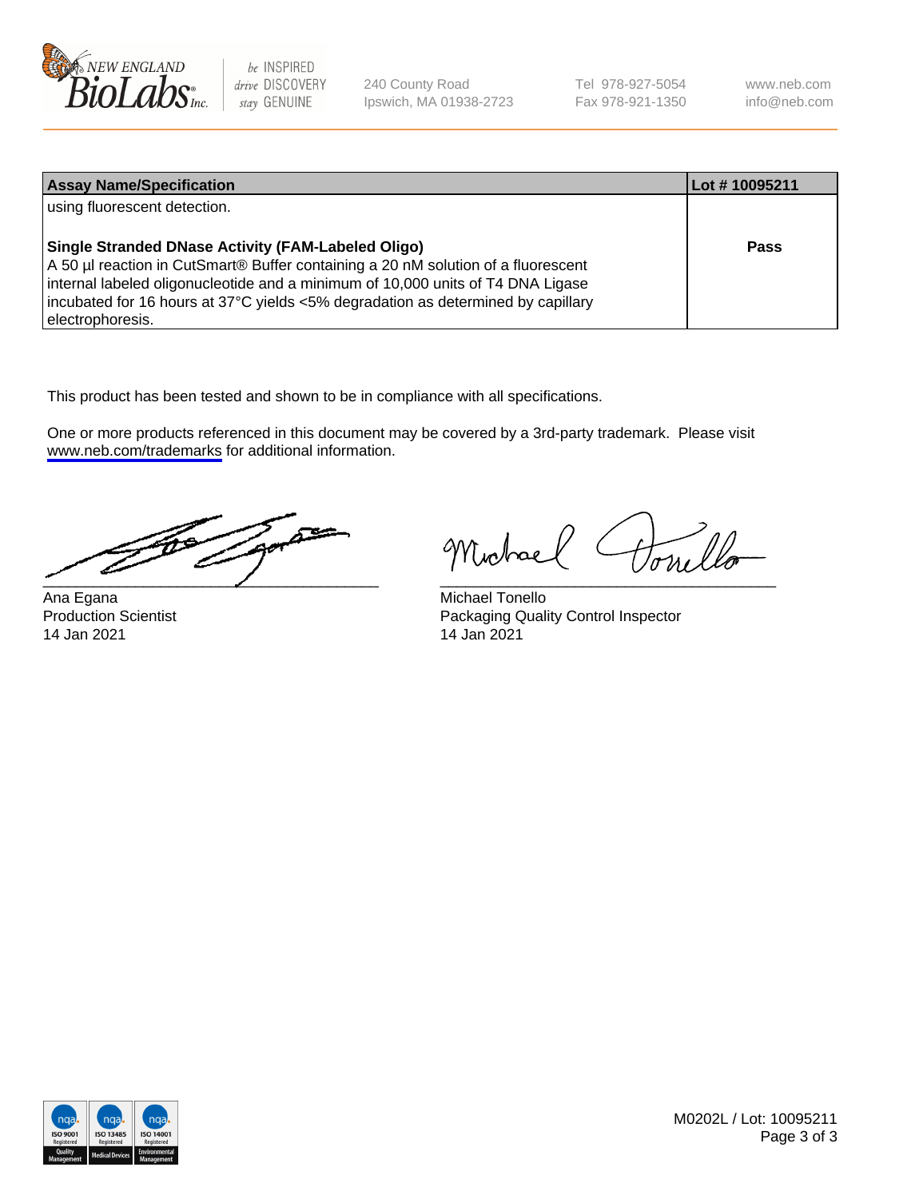| Assay Name/Specification | Lot # 10095211 |
| --- | --- |
| using fluorescent detection. | |
| **Single Stranded DNase Activity (FAM-Labeled Oligo)**<br>A 50 µl reaction in CutSmart® Buffer containing a 20 nM solution of a fluorescent internal labeled oligonucleotide and a minimum of 10,000 units of T4 DNA Ligase incubated for 16 hours at 37°C yields <5% degradation as determined by capillary electrophoresis. | **Pass** |

This product has been tested and shown to be in compliance with all specifications.

One or more products referenced in this document may be covered by a 3rd-party trademark. Please visit www.neb.com/trademarks for additional information.

Ana Egana
Production Scientist
14 Jan 2021

Michael Tonello
Packaging Quality Control Inspector
14 Jan 2021

M0202L / Lot: 10095211